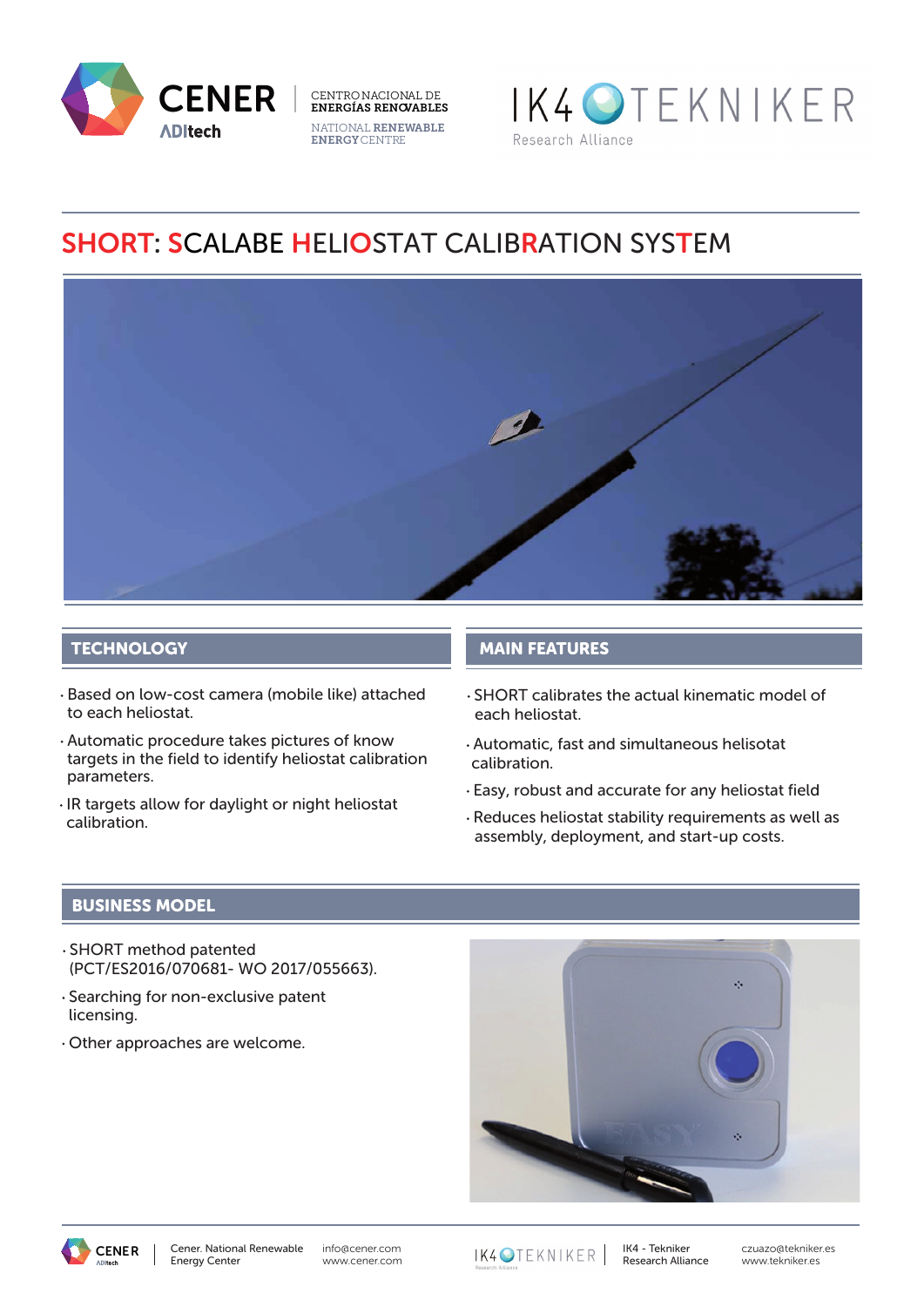CENER ADItech | CENTRO NACIONAL DE ENERGÍAS RENOVABLES — NATIONAL RENEWABLE ENERGY CENTRE

IK4 TEKNIKER Research Alliance

# SHORT: SCALABE HELIOSTAT CALIBRATION SYSTEM

## TECHNOLOGY

- Based on low-cost camera (mobile like) attached to each heliostat.
- Automatic procedure takes pictures of know targets in the field to identify heliostat calibration parameters.
- IR targets allow for daylight or night heliostat calibration.

## MAIN FEATURES

- SHORT calibrates the actual kinematic model of each heliostat.
- Automatic, fast and simultaneous helisotat calibration.
- Easy, robust and accurate for any heliostat field
- Reduces heliostat stability requirements as well as assembly, deployment, and start-up costs.

## BUSINESS MODEL

- SHORT method patented (PCT/ES2016/070681- WO 2017/055663).
- Searching for non-exclusive patent licensing.
- Other approaches are welcome.

CENER ADItech | Cener. National Renewable Energy Center | info@cener.com www.cener.com

IK4 TEKNIKER | IK4 - Tekniker Research Alliance | czuazo@tekniker.es www.tekniker.es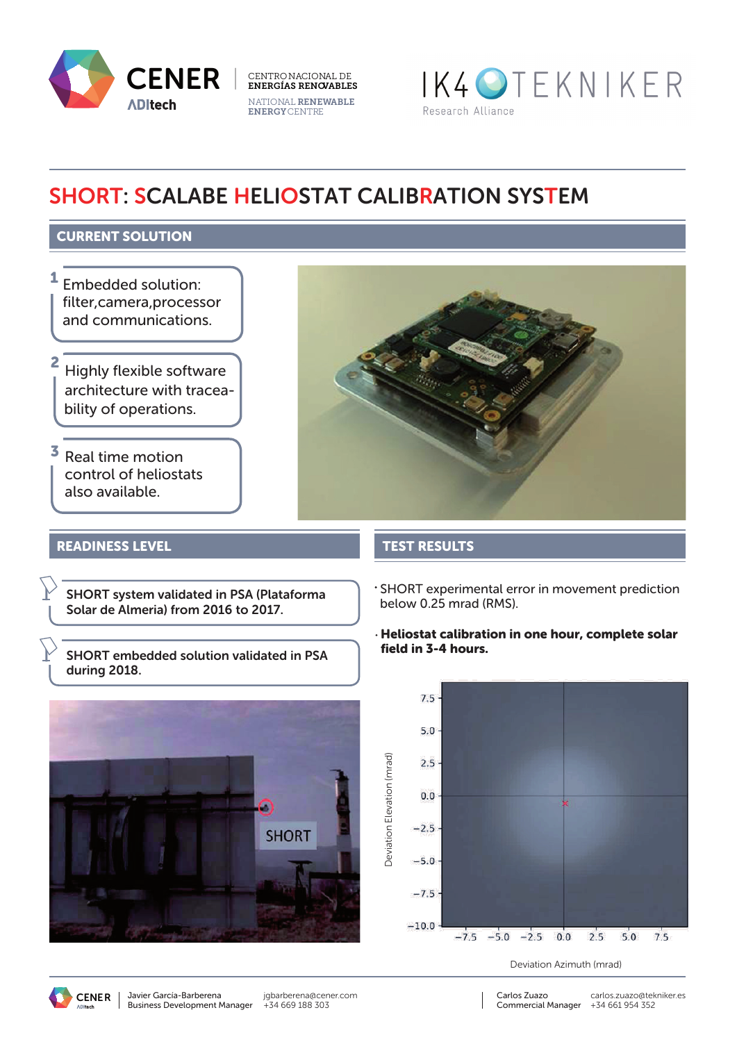CENER
ADItech

CENTRO NACIONAL DE ENERGÍAS RENOVABLES
NATIONAL RENEWABLE ENERGY CENTRE

IK4 TEKNIKER
Research Alliance

# SHORT: SCALABE HELIOSTAT CALIBRATION SYSTEM

## CURRENT SOLUTION

1. Embedded solution: filter,camera,processor and communications.
2. Highly flexible software architecture with traceability of operations.
3. Real time motion control of heliostats also available.

## READINESS LEVEL

- **SHORT system validated in PSA (Plataforma Solar de Almeria) from 2016 to 2017.**
- **SHORT embedded solution validated in PSA during 2018.**

SHORT

## TEST RESULTS

- SHORT experimental error in movement prediction below 0.25 mrad (RMS).
- **Heliostat calibration in one hour, complete solar field in 3-4 hours.**

Deviation Elevation (mrad)

7.5
5.0
2.5
0.0
−2.5
−5.0
−7.5
−10.0

−7.5 −5.0 −2.5 0.0 2.5 5.0 7.5

Deviation Azimuth (mrad)

---

CENER ADItech | Javier García-Barberena, Business Development Manager, jgbarberena@cener.com, +34 669 188 303

Carlos Zuazo, Commercial Manager, carlos.zuazo@tekniker.es, +34 661 954 352